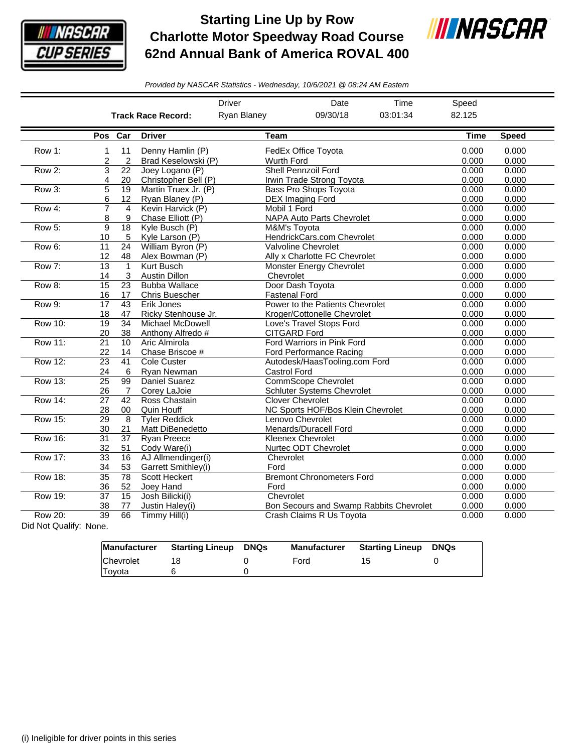# Starting Line Up by Row
# Charlotte Motor Speedway Road Course
# 62nd Annual Bank of America ROVAL 400

*Provided by NASCAR Statistics - Wednesday, 10/6/2021 @ 08:24 AM Eastern*

| | Driver | Date | Time | Speed |
|---|---|---|---|---|
| **Track Race Record:** | Ryan Blaney | 09/30/18 | 03:01:34 | 82.125 |

| | Pos | Car | Driver | Team | Time | Speed |
|---|---|---|---|---|---|---|
| Row 1: | 1 | 11 | Denny Hamlin (P) | FedEx Office Toyota | 0.000 | 0.000 |
| | 2 | 2 | Brad Keselowski (P) | Wurth Ford | 0.000 | 0.000 |
| Row 2: | 3 | 22 | Joey Logano (P) | Shell Pennzoil Ford | 0.000 | 0.000 |
| | 4 | 20 | Christopher Bell (P) | Irwin Trade Strong Toyota | 0.000 | 0.000 |
| Row 3: | 5 | 19 | Martin Truex Jr. (P) | Bass Pro Shops Toyota | 0.000 | 0.000 |
| | 6 | 12 | Ryan Blaney (P) | DEX Imaging Ford | 0.000 | 0.000 |
| Row 4: | 7 | 4 | Kevin Harvick (P) | Mobil 1 Ford | 0.000 | 0.000 |
| | 8 | 9 | Chase Elliott (P) | NAPA Auto Parts Chevrolet | 0.000 | 0.000 |
| Row 5: | 9 | 18 | Kyle Busch (P) | M&M's Toyota | 0.000 | 0.000 |
| | 10 | 5 | Kyle Larson (P) | HendrickCars.com Chevrolet | 0.000 | 0.000 |
| Row 6: | 11 | 24 | William Byron (P) | Valvoline Chevrolet | 0.000 | 0.000 |
| | 12 | 48 | Alex Bowman (P) | Ally x Charlotte FC Chevrolet | 0.000 | 0.000 |
| Row 7: | 13 | 1 | Kurt Busch | Monster Energy Chevrolet | 0.000 | 0.000 |
| | 14 | 3 | Austin Dillon | Chevrolet | 0.000 | 0.000 |
| Row 8: | 15 | 23 | Bubba Wallace | Door Dash Toyota | 0.000 | 0.000 |
| | 16 | 17 | Chris Buescher | Fastenal Ford | 0.000 | 0.000 |
| Row 9: | 17 | 43 | Erik Jones | Power to the Patients Chevrolet | 0.000 | 0.000 |
| | 18 | 47 | Ricky Stenhouse Jr. | Kroger/Cottonelle Chevrolet | 0.000 | 0.000 |
| Row 10: | 19 | 34 | Michael McDowell | Love's Travel Stops Ford | 0.000 | 0.000 |
| | 20 | 38 | Anthony Alfredo # | CITGARD Ford | 0.000 | 0.000 |
| Row 11: | 21 | 10 | Aric Almirola | Ford Warriors in Pink Ford | 0.000 | 0.000 |
| | 22 | 14 | Chase Briscoe # | Ford Performance Racing | 0.000 | 0.000 |
| Row 12: | 23 | 41 | Cole Custer | Autodesk/HaasTooling.com Ford | 0.000 | 0.000 |
| | 24 | 6 | Ryan Newman | Castrol Ford | 0.000 | 0.000 |
| Row 13: | 25 | 99 | Daniel Suarez | CommScope Chevrolet | 0.000 | 0.000 |
| | 26 | 7 | Corey LaJoie | Schluter Systems Chevrolet | 0.000 | 0.000 |
| Row 14: | 27 | 42 | Ross Chastain | Clover Chevrolet | 0.000 | 0.000 |
| | 28 | 00 | Quin Houff | NC Sports HOF/Bos Klein Chevrolet | 0.000 | 0.000 |
| Row 15: | 29 | 8 | Tyler Reddick | Lenovo Chevrolet | 0.000 | 0.000 |
| | 30 | 21 | Matt DiBenedetto | Menards/Duracell Ford | 0.000 | 0.000 |
| Row 16: | 31 | 37 | Ryan Preece | Kleenex Chevrolet | 0.000 | 0.000 |
| | 32 | 51 | Cody Ware(i) | Nurtec ODT Chevrolet | 0.000 | 0.000 |
| Row 17: | 33 | 16 | AJ Allmendinger(i) | Chevrolet | 0.000 | 0.000 |
| | 34 | 53 | Garrett Smithley(i) | Ford | 0.000 | 0.000 |
| Row 18: | 35 | 78 | Scott Heckert | Bremont Chronometers Ford | 0.000 | 0.000 |
| | 36 | 52 | Joey Hand | Ford | 0.000 | 0.000 |
| Row 19: | 37 | 15 | Josh Bilicki(i) | Chevrolet | 0.000 | 0.000 |
| | 38 | 77 | Justin Haley(i) | Bon Secours and Swamp Rabbits Chevrolet | 0.000 | 0.000 |
| Row 20: | 39 | 66 | Timmy Hill(i) | Crash Claims R Us Toyota | 0.000 | 0.000 |

Did Not Qualify: None.

| Manufacturer | Starting Lineup | DNQs | Manufacturer | Starting Lineup | DNQs |
|---|---|---|---|---|---|
| Chevrolet | 18 | 0 | Ford | 15 | 0 |
| Toyota | 6 | 0 | | | |

(i) Ineligible for driver points in this series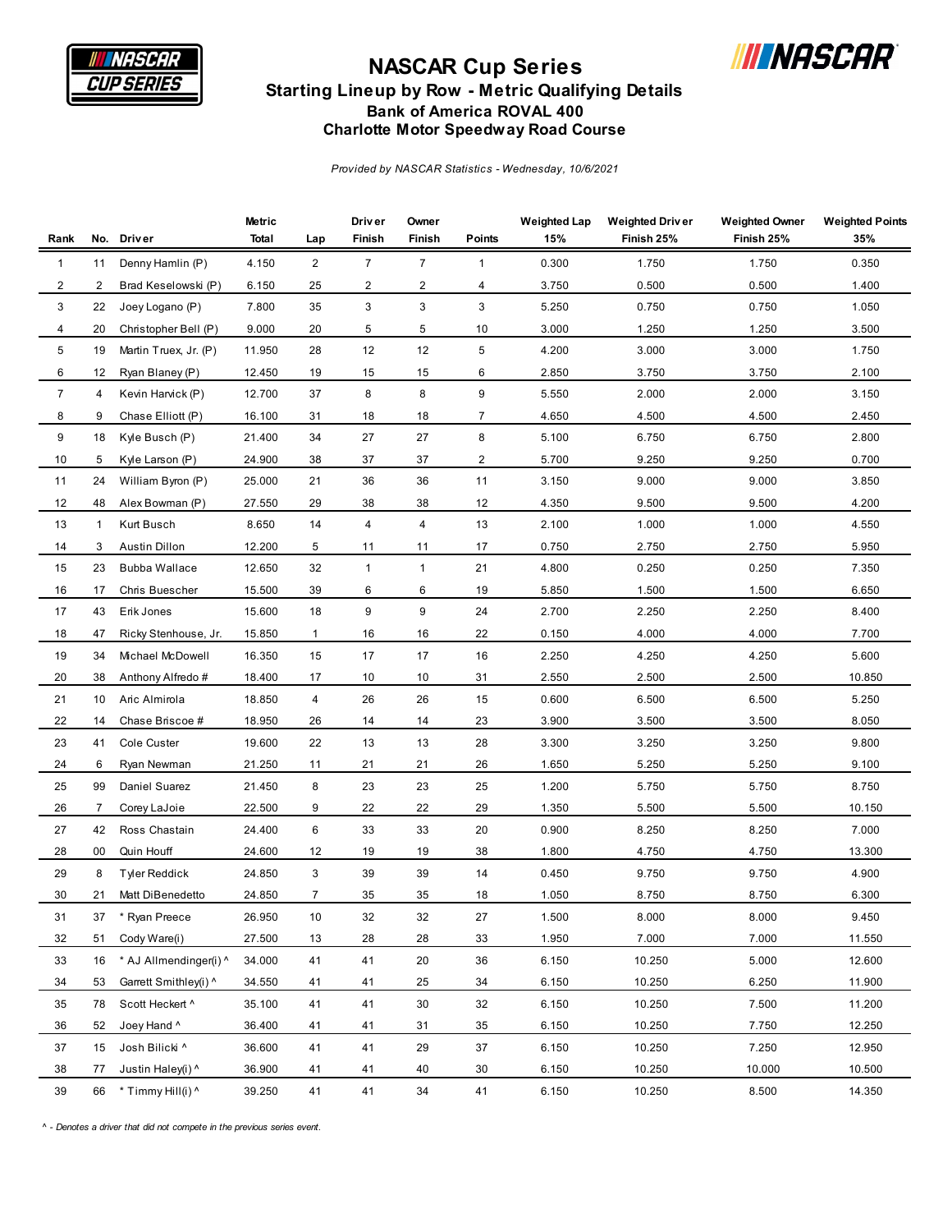# NASCAR Cup Series

## Starting Lineup by Row - Metric Qualifying Details

### Bank of America ROVAL 400

### Charlotte Motor Speedway Road Course

*Provided by NASCAR Statistics - Wednesday, 10/6/2021*

| Rank | No. | Driver | Metric Total | Lap | Driver Finish | Owner Finish | Points | Weighted Lap 15% | Weighted Driver Finish 25% | Weighted Owner Finish 25% | Weighted Points 35% |
|---|---|---|---|---|---|---|---|---|---|---|---|
| 1 | 11 | Denny Hamlin (P) | 4.150 | 2 | 7 | 7 | 1 | 0.300 | 1.750 | 1.750 | 0.350 |
| 2 | 2 | Brad Keselowski (P) | 6.150 | 25 | 2 | 2 | 4 | 3.750 | 0.500 | 0.500 | 1.400 |
| 3 | 22 | Joey Logano (P) | 7.800 | 35 | 3 | 3 | 3 | 5.250 | 0.750 | 0.750 | 1.050 |
| 4 | 20 | Christopher Bell (P) | 9.000 | 20 | 5 | 5 | 10 | 3.000 | 1.250 | 1.250 | 3.500 |
| 5 | 19 | Martin Truex, Jr. (P) | 11.950 | 28 | 12 | 12 | 5 | 4.200 | 3.000 | 3.000 | 1.750 |
| 6 | 12 | Ryan Blaney (P) | 12.450 | 19 | 15 | 15 | 6 | 2.850 | 3.750 | 3.750 | 2.100 |
| 7 | 4 | Kevin Harvick (P) | 12.700 | 37 | 8 | 8 | 9 | 5.550 | 2.000 | 2.000 | 3.150 |
| 8 | 9 | Chase Elliott (P) | 16.100 | 31 | 18 | 18 | 7 | 4.650 | 4.500 | 4.500 | 2.450 |
| 9 | 18 | Kyle Busch (P) | 21.400 | 34 | 27 | 27 | 8 | 5.100 | 6.750 | 6.750 | 2.800 |
| 10 | 5 | Kyle Larson (P) | 24.900 | 38 | 37 | 37 | 2 | 5.700 | 9.250 | 9.250 | 0.700 |
| 11 | 24 | William Byron (P) | 25.000 | 21 | 36 | 36 | 11 | 3.150 | 9.000 | 9.000 | 3.850 |
| 12 | 48 | Alex Bowman (P) | 27.550 | 29 | 38 | 38 | 12 | 4.350 | 9.500 | 9.500 | 4.200 |
| 13 | 1 | Kurt Busch | 8.650 | 14 | 4 | 4 | 13 | 2.100 | 1.000 | 1.000 | 4.550 |
| 14 | 3 | Austin Dillon | 12.200 | 5 | 11 | 11 | 17 | 0.750 | 2.750 | 2.750 | 5.950 |
| 15 | 23 | Bubba Wallace | 12.650 | 32 | 1 | 1 | 21 | 4.800 | 0.250 | 0.250 | 7.350 |
| 16 | 17 | Chris Buescher | 15.500 | 39 | 6 | 6 | 19 | 5.850 | 1.500 | 1.500 | 6.650 |
| 17 | 43 | Erik Jones | 15.600 | 18 | 9 | 9 | 24 | 2.700 | 2.250 | 2.250 | 8.400 |
| 18 | 47 | Ricky Stenhouse, Jr. | 15.850 | 1 | 16 | 16 | 22 | 0.150 | 4.000 | 4.000 | 7.700 |
| 19 | 34 | Michael McDowell | 16.350 | 15 | 17 | 17 | 16 | 2.250 | 4.250 | 4.250 | 5.600 |
| 20 | 38 | Anthony Alfredo # | 18.400 | 17 | 10 | 10 | 31 | 2.550 | 2.500 | 2.500 | 10.850 |
| 21 | 10 | Aric Almirola | 18.850 | 4 | 26 | 26 | 15 | 0.600 | 6.500 | 6.500 | 5.250 |
| 22 | 14 | Chase Briscoe # | 18.950 | 26 | 14 | 14 | 23 | 3.900 | 3.500 | 3.500 | 8.050 |
| 23 | 41 | Cole Custer | 19.600 | 22 | 13 | 13 | 28 | 3.300 | 3.250 | 3.250 | 9.800 |
| 24 | 6 | Ryan Newman | 21.250 | 11 | 21 | 21 | 26 | 1.650 | 5.250 | 5.250 | 9.100 |
| 25 | 99 | Daniel Suarez | 21.450 | 8 | 23 | 23 | 25 | 1.200 | 5.750 | 5.750 | 8.750 |
| 26 | 7 | Corey LaJoie | 22.500 | 9 | 22 | 22 | 29 | 1.350 | 5.500 | 5.500 | 10.150 |
| 27 | 42 | Ross Chastain | 24.400 | 6 | 33 | 33 | 20 | 0.900 | 8.250 | 8.250 | 7.000 |
| 28 | 00 | Quin Houff | 24.600 | 12 | 19 | 19 | 38 | 1.800 | 4.750 | 4.750 | 13.300 |
| 29 | 8 | Tyler Reddick | 24.850 | 3 | 39 | 39 | 14 | 0.450 | 9.750 | 9.750 | 4.900 |
| 30 | 21 | Matt DiBenedetto | 24.850 | 7 | 35 | 35 | 18 | 1.050 | 8.750 | 8.750 | 6.300 |
| 31 | 37 | * Ryan Preece | 26.950 | 10 | 32 | 32 | 27 | 1.500 | 8.000 | 8.000 | 9.450 |
| 32 | 51 | Cody Ware(i) | 27.500 | 13 | 28 | 28 | 33 | 1.950 | 7.000 | 7.000 | 11.550 |
| 33 | 16 | * AJ Allmendinger(i) ^ | 34.000 | 41 | 41 | 20 | 36 | 6.150 | 10.250 | 5.000 | 12.600 |
| 34 | 53 | Garrett Smithley(i) ^ | 34.550 | 41 | 41 | 25 | 34 | 6.150 | 10.250 | 6.250 | 11.900 |
| 35 | 78 | Scott Heckert ^ | 35.100 | 41 | 41 | 30 | 32 | 6.150 | 10.250 | 7.500 | 11.200 |
| 36 | 52 | Joey Hand ^ | 36.400 | 41 | 41 | 31 | 35 | 6.150 | 10.250 | 7.750 | 12.250 |
| 37 | 15 | Josh Bilicki ^ | 36.600 | 41 | 41 | 29 | 37 | 6.150 | 10.250 | 7.250 | 12.950 |
| 38 | 77 | Justin Haley(i) ^ | 36.900 | 41 | 41 | 40 | 30 | 6.150 | 10.250 | 10.000 | 10.500 |
| 39 | 66 | * Timmy Hill(i) ^ | 39.250 | 41 | 41 | 34 | 41 | 6.150 | 10.250 | 8.500 | 14.350 |

*^ - Denotes a driver that did not compete in the previous series event.*